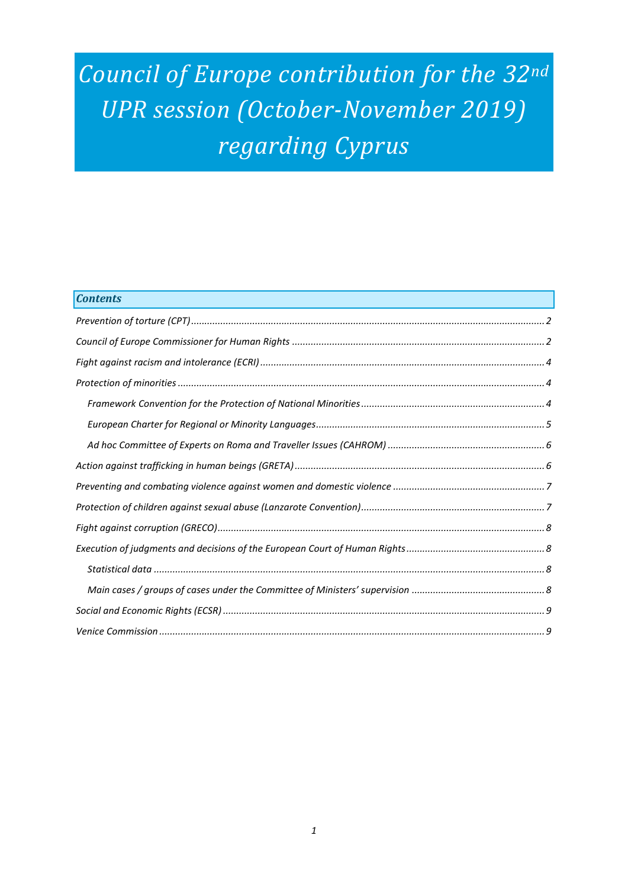# *Council of Europe contribution for the 32nd UPR session (October-November 2019) regarding Cyprus*

***Contents***

*Prevention of torture (CPT)* ..... 2

*Council of Europe Commissioner for Human Rights* ..... 2

*Fight against racism and intolerance (ECRI)* ..... 4

*Protection of minorities* ..... 4

- *Framework Convention for the Protection of National Minorities* ..... 4
- *European Charter for Regional or Minority Languages* ..... 5
- *Ad hoc Committee of Experts on Roma and Traveller Issues (CAHROM)* ..... 6

*Action against trafficking in human beings (GRETA)* ..... 6

*Preventing and combating violence against women and domestic violence* ..... 7

*Protection of children against sexual abuse (Lanzarote Convention)* ..... 7

*Fight against corruption (GRECO)* ..... 8

*Execution of judgments and decisions of the European Court of Human Rights* ..... 8

- *Statistical data* ..... 8
- *Main cases / groups of cases under the Committee of Ministers' supervision* ..... 8

*Social and Economic Rights (ECSR)* ..... 9

*Venice Commission* ..... 9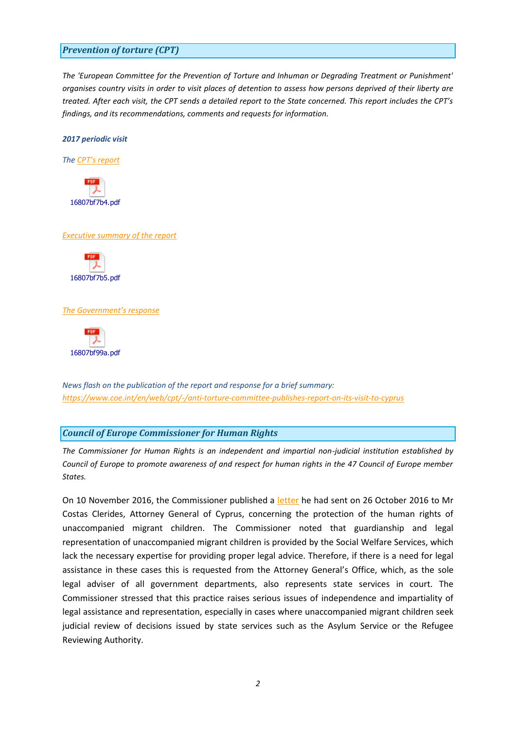## *Prevention of torture (CPT)*

*The 'European Committee for the Prevention of Torture and Inhuman or Degrading Treatment or Punishment' organises country visits in order to visit places of detention to assess how persons deprived of their liberty are treated. After each visit, the CPT sends a detailed report to the State concerned. This report includes the CPT's findings, and its recommendations, comments and requests for information.*

***2017 periodic visit***

*The CPT's report*

16807bf7b4.pdf

*Executive summary of the report*

16807bf7b5.pdf

*The Government's response*

16807bf99a.pdf

*News flash on the publication of the report and response for a brief summary:*
*https://www.coe.int/en/web/cpt/-/anti-torture-committee-publishes-report-on-its-visit-to-cyprus*

## *Council of Europe Commissioner for Human Rights*

*The Commissioner for Human Rights is an independent and impartial non-judicial institution established by Council of Europe to promote awareness of and respect for human rights in the 47 Council of Europe member States.*

On 10 November 2016, the Commissioner published a letter he had sent on 26 October 2016 to Mr Costas Clerides, Attorney General of Cyprus, concerning the protection of the human rights of unaccompanied migrant children. The Commissioner noted that guardianship and legal representation of unaccompanied migrant children is provided by the Social Welfare Services, which lack the necessary expertise for providing proper legal advice. Therefore, if there is a need for legal assistance in these cases this is requested from the Attorney General's Office, which, as the sole legal adviser of all government departments, also represents state services in court. The Commissioner stressed that this practice raises serious issues of independence and impartiality of legal assistance and representation, especially in cases where unaccompanied migrant children seek judicial review of decisions issued by state services such as the Asylum Service or the Refugee Reviewing Authority.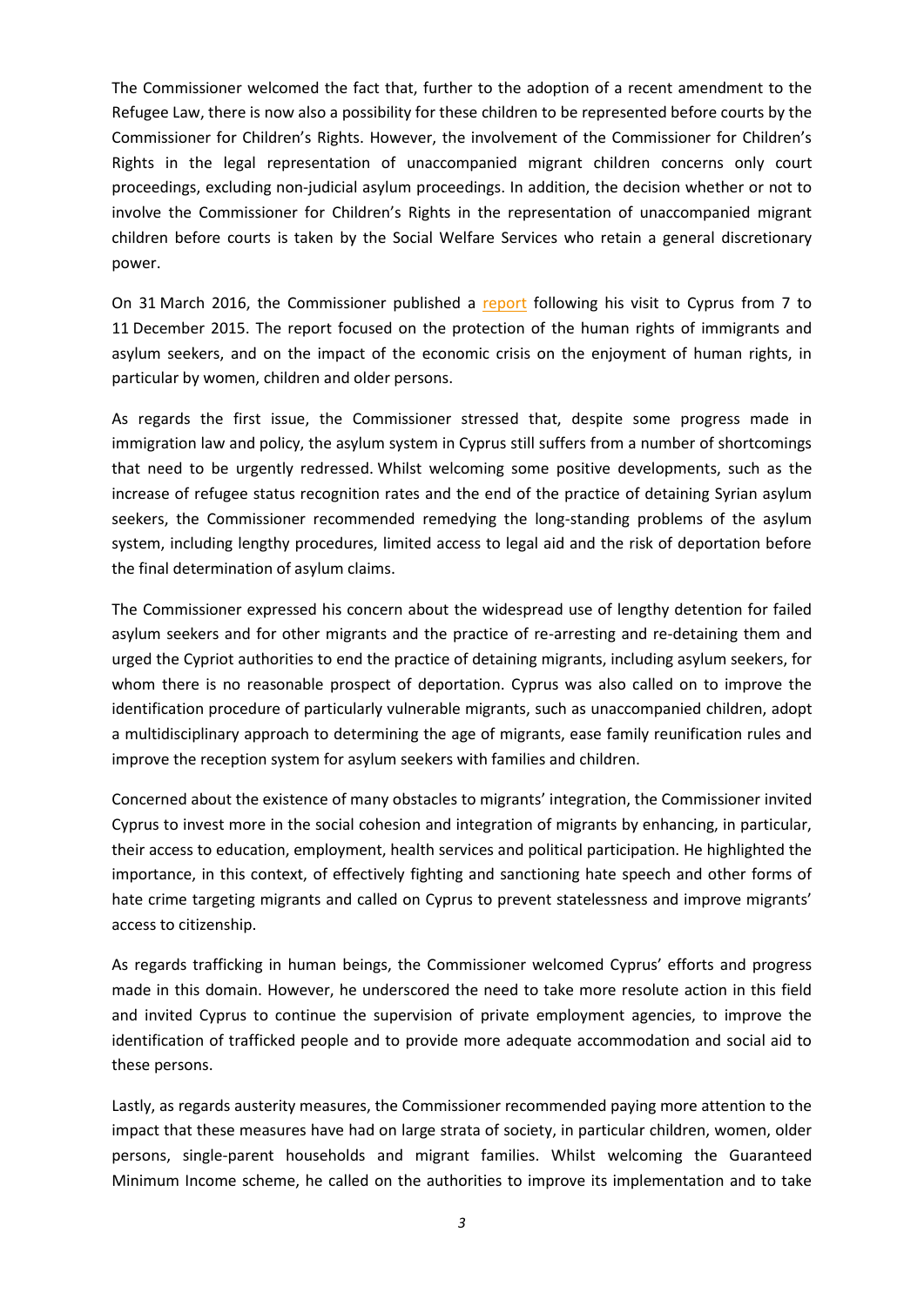The Commissioner welcomed the fact that, further to the adoption of a recent amendment to the Refugee Law, there is now also a possibility for these children to be represented before courts by the Commissioner for Children's Rights. However, the involvement of the Commissioner for Children's Rights in the legal representation of unaccompanied migrant children concerns only court proceedings, excluding non-judicial asylum proceedings. In addition, the decision whether or not to involve the Commissioner for Children's Rights in the representation of unaccompanied migrant children before courts is taken by the Social Welfare Services who retain a general discretionary power.

On 31 March 2016, the Commissioner published a report following his visit to Cyprus from 7 to 11 December 2015. The report focused on the protection of the human rights of immigrants and asylum seekers, and on the impact of the economic crisis on the enjoyment of human rights, in particular by women, children and older persons.

As regards the first issue, the Commissioner stressed that, despite some progress made in immigration law and policy, the asylum system in Cyprus still suffers from a number of shortcomings that need to be urgently redressed. Whilst welcoming some positive developments, such as the increase of refugee status recognition rates and the end of the practice of detaining Syrian asylum seekers, the Commissioner recommended remedying the long-standing problems of the asylum system, including lengthy procedures, limited access to legal aid and the risk of deportation before the final determination of asylum claims.

The Commissioner expressed his concern about the widespread use of lengthy detention for failed asylum seekers and for other migrants and the practice of re-arresting and re-detaining them and urged the Cypriot authorities to end the practice of detaining migrants, including asylum seekers, for whom there is no reasonable prospect of deportation. Cyprus was also called on to improve the identification procedure of particularly vulnerable migrants, such as unaccompanied children, adopt a multidisciplinary approach to determining the age of migrants, ease family reunification rules and improve the reception system for asylum seekers with families and children.

Concerned about the existence of many obstacles to migrants' integration, the Commissioner invited Cyprus to invest more in the social cohesion and integration of migrants by enhancing, in particular, their access to education, employment, health services and political participation. He highlighted the importance, in this context, of effectively fighting and sanctioning hate speech and other forms of hate crime targeting migrants and called on Cyprus to prevent statelessness and improve migrants' access to citizenship.

As regards trafficking in human beings, the Commissioner welcomed Cyprus' efforts and progress made in this domain. However, he underscored the need to take more resolute action in this field and invited Cyprus to continue the supervision of private employment agencies, to improve the identification of trafficked people and to provide more adequate accommodation and social aid to these persons.

Lastly, as regards austerity measures, the Commissioner recommended paying more attention to the impact that these measures have had on large strata of society, in particular children, women, older persons, single-parent households and migrant families. Whilst welcoming the Guaranteed Minimum Income scheme, he called on the authorities to improve its implementation and to take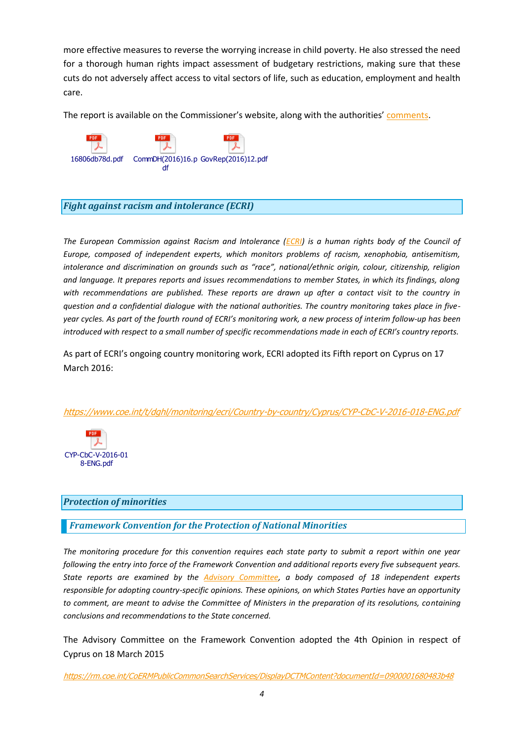more effective measures to reverse the worrying increase in child poverty. He also stressed the need for a thorough human rights impact assessment of budgetary restrictions, making sure that these cuts do not adversely affect access to vital sectors of life, such as education, employment and health care.

The report is available on the Commissioner's website, along with the authorities' comments.

16806db78d.pdf CommDH(2016)16.pdf GovRep(2016)12.pdf

## *Fight against racism and intolerance (ECRI)*

*The European Commission against Racism and Intolerance (ECRI) is a human rights body of the Council of Europe, composed of independent experts, which monitors problems of racism, xenophobia, antisemitism, intolerance and discrimination on grounds such as "race", national/ethnic origin, colour, citizenship, religion and language. It prepares reports and issues recommendations to member States, in which its findings, along with recommendations are published. These reports are drawn up after a contact visit to the country in question and a confidential dialogue with the national authorities. The country monitoring takes place in five-year cycles. As part of the fourth round of ECRI's monitoring work, a new process of interim follow-up has been introduced with respect to a small number of specific recommendations made in each of ECRI's country reports.*

As part of ECRI's ongoing country monitoring work, ECRI adopted its Fifth report on Cyprus on 17 March 2016:

*https://www.coe.int/t/dghl/monitoring/ecri/Country-by-country/Cyprus/CYP-CbC-V-2016-018-ENG.pdf*

CYP-CbC-V-2016-018-ENG.pdf

## *Protection of minorities*

### *Framework Convention for the Protection of National Minorities*

*The monitoring procedure for this convention requires each state party to submit a report within one year following the entry into force of the Framework Convention and additional reports every five subsequent years. State reports are examined by the Advisory Committee, a body composed of 18 independent experts responsible for adopting country-specific opinions. These opinions, on which States Parties have an opportunity to comment, are meant to advise the Committee of Ministers in the preparation of its resolutions, containing conclusions and recommendations to the State concerned.*

The Advisory Committee on the Framework Convention adopted the 4th Opinion in respect of Cyprus on 18 March 2015

*https://rm.coe.int/CoERMPublicCommonSearchServices/DisplayDCTMContent?documentId=0900001680483b48*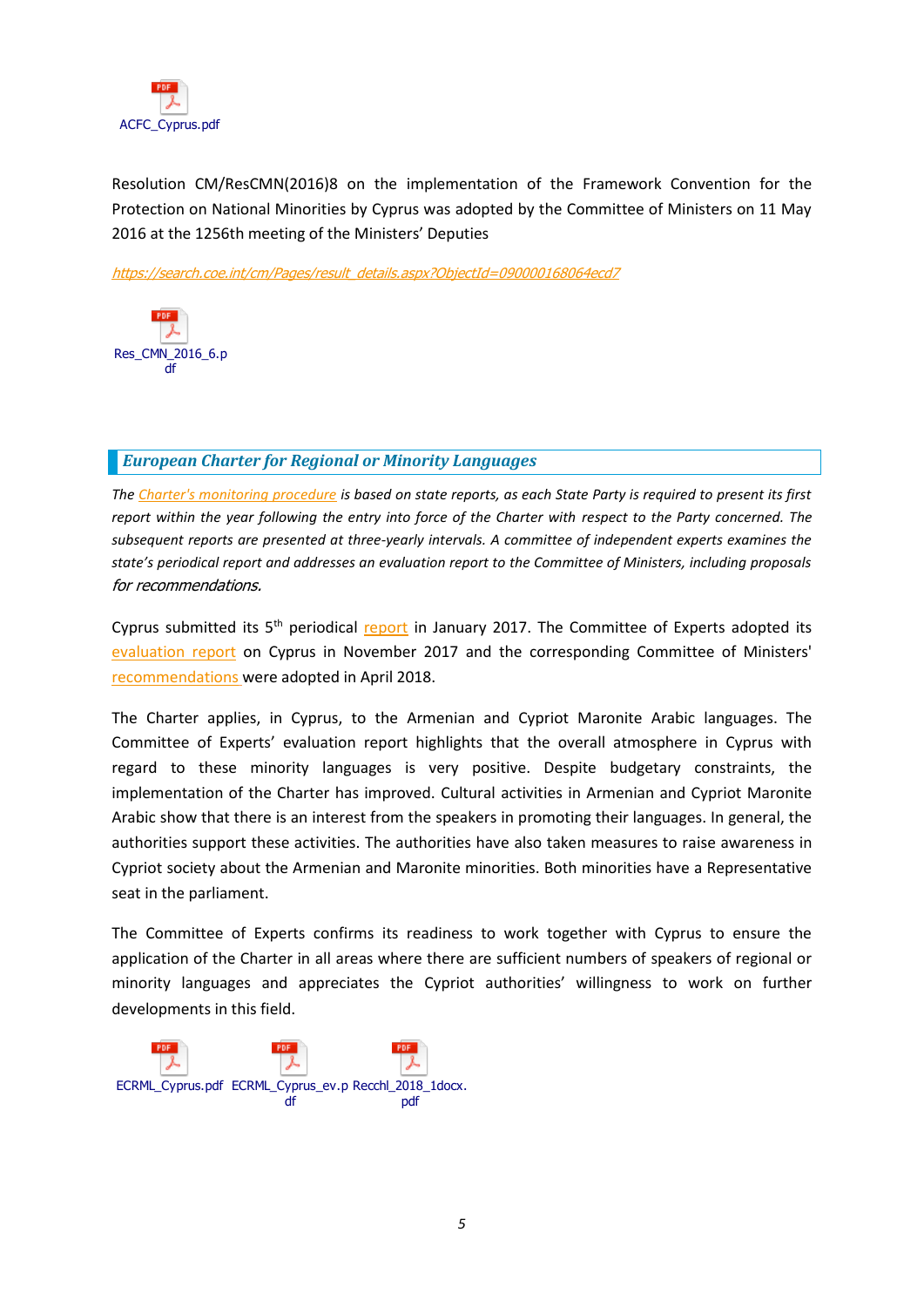ACFC_Cyprus.pdf

Resolution CM/ResCMN(2016)8 on the implementation of the Framework Convention for the Protection on National Minorities by Cyprus was adopted by the Committee of Ministers on 11 May 2016 at the 1256th meeting of the Ministers' Deputies

*https://search.coe.int/cm/Pages/result_details.aspx?ObjectId=090000168064ecd7*

Res_CMN_2016_6.pdf

## *European Charter for Regional or Minority Languages*

*The Charter's monitoring procedure is based on state reports, as each State Party is required to present its first report within the year following the entry into force of the Charter with respect to the Party concerned. The subsequent reports are presented at three-yearly intervals. A committee of independent experts examines the state's periodical report and addresses an evaluation report to the Committee of Ministers, including proposals for recommendations.*

Cyprus submitted its 5th periodical report in January 2017. The Committee of Experts adopted its evaluation report on Cyprus in November 2017 and the corresponding Committee of Ministers' recommendations were adopted in April 2018.

The Charter applies, in Cyprus, to the Armenian and Cypriot Maronite Arabic languages. The Committee of Experts' evaluation report highlights that the overall atmosphere in Cyprus with regard to these minority languages is very positive. Despite budgetary constraints, the implementation of the Charter has improved. Cultural activities in Armenian and Cypriot Maronite Arabic show that there is an interest from the speakers in promoting their languages. In general, the authorities support these activities. The authorities have also taken measures to raise awareness in Cypriot society about the Armenian and Maronite minorities. Both minorities have a Representative seat in the parliament.

The Committee of Experts confirms its readiness to work together with Cyprus to ensure the application of the Charter in all areas where there are sufficient numbers of speakers of regional or minority languages and appreciates the Cypriot authorities' willingness to work on further developments in this field.

ECRML_Cyprus.pdf ECRML_Cyprus_ev.pdf Recchl_2018_1docx.pdf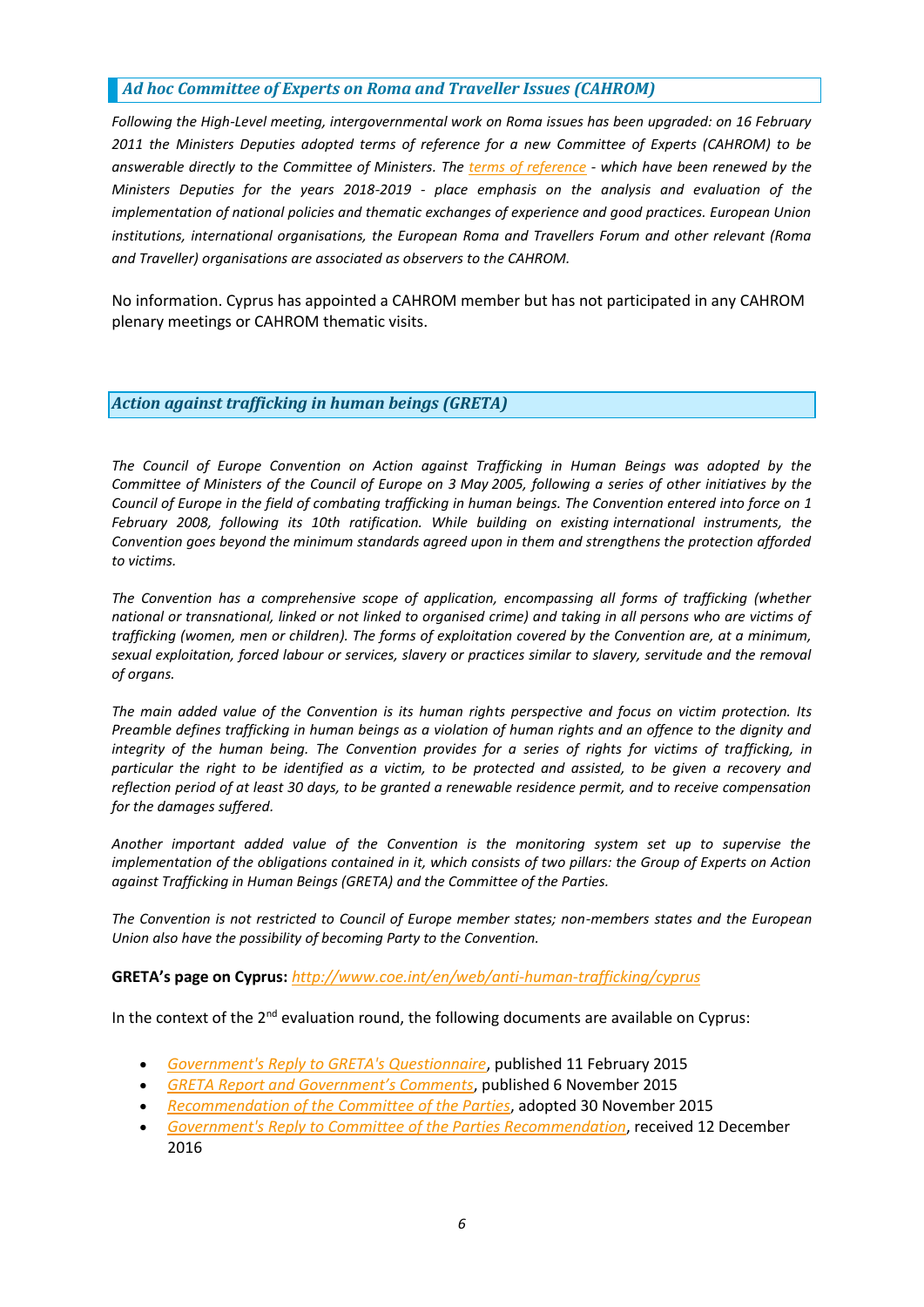## *Ad hoc Committee of Experts on Roma and Traveller Issues (CAHROM)*

*Following the High-Level meeting, intergovernmental work on Roma issues has been upgraded: on 16 February 2011 the Ministers Deputies adopted terms of reference for a new Committee of Experts (CAHROM) to be answerable directly to the Committee of Ministers. The terms of reference - which have been renewed by the Ministers Deputies for the years 2018-2019 - place emphasis on the analysis and evaluation of the implementation of national policies and thematic exchanges of experience and good practices. European Union institutions, international organisations, the European Roma and Travellers Forum and other relevant (Roma and Traveller) organisations are associated as observers to the CAHROM.*

No information. Cyprus has appointed a CAHROM member but has not participated in any CAHROM plenary meetings or CAHROM thematic visits.

## *Action against trafficking in human beings (GRETA)*

*The Council of Europe Convention on Action against Trafficking in Human Beings was adopted by the Committee of Ministers of the Council of Europe on 3 May 2005, following a series of other initiatives by the Council of Europe in the field of combating trafficking in human beings. The Convention entered into force on 1 February 2008, following its 10th ratification. While building on existing international instruments, the Convention goes beyond the minimum standards agreed upon in them and strengthens the protection afforded to victims.*

*The Convention has a comprehensive scope of application, encompassing all forms of trafficking (whether national or transnational, linked or not linked to organised crime) and taking in all persons who are victims of trafficking (women, men or children). The forms of exploitation covered by the Convention are, at a minimum, sexual exploitation, forced labour or services, slavery or practices similar to slavery, servitude and the removal of organs.*

*The main added value of the Convention is its human rights perspective and focus on victim protection. Its Preamble defines trafficking in human beings as a violation of human rights and an offence to the dignity and integrity of the human being. The Convention provides for a series of rights for victims of trafficking, in particular the right to be identified as a victim, to be protected and assisted, to be given a recovery and reflection period of at least 30 days, to be granted a renewable residence permit, and to receive compensation for the damages suffered.*

*Another important added value of the Convention is the monitoring system set up to supervise the implementation of the obligations contained in it, which consists of two pillars: the Group of Experts on Action against Trafficking in Human Beings (GRETA) and the Committee of the Parties.*

*The Convention is not restricted to Council of Europe member states; non-members states and the European Union also have the possibility of becoming Party to the Convention.*

**GRETA's page on Cyprus:** *http://www.coe.int/en/web/anti-human-trafficking/cyprus*

In the context of the 2nd evaluation round, the following documents are available on Cyprus:

- *Government's Reply to GRETA's Questionnaire*, published 11 February 2015
- *GRETA Report and Government's Comments*, published 6 November 2015
- *Recommendation of the Committee of the Parties*, adopted 30 November 2015
- *Government's Reply to Committee of the Parties Recommendation*, received 12 December 2016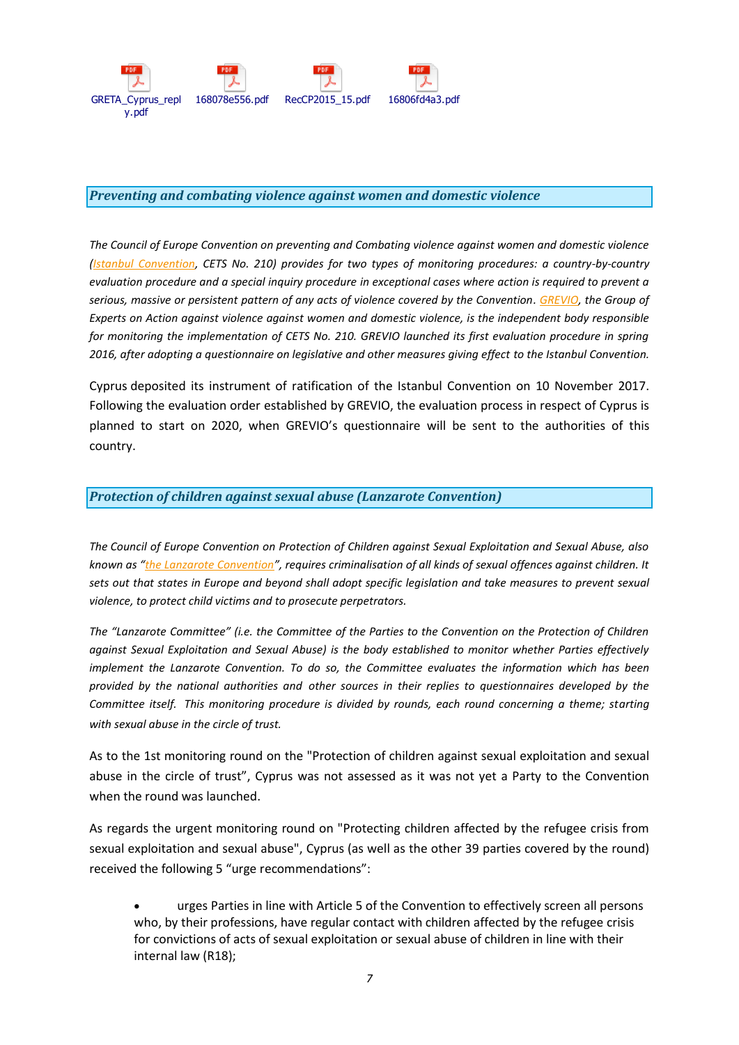GRETA_Cyprus_reply.pdf 168078e556.pdf RecCP2015_15.pdf 16806fd4a3.pdf

## *Preventing and combating violence against women and domestic violence*

*The Council of Europe Convention on preventing and Combating violence against women and domestic violence (Istanbul Convention, CETS No. 210) provides for two types of monitoring procedures: a country-by-country evaluation procedure and a special inquiry procedure in exceptional cases where action is required to prevent a serious, massive or persistent pattern of any acts of violence covered by the Convention. GREVIO, the Group of Experts on Action against violence against women and domestic violence, is the independent body responsible for monitoring the implementation of CETS No. 210. GREVIO launched its first evaluation procedure in spring 2016, after adopting a questionnaire on legislative and other measures giving effect to the Istanbul Convention.*

Cyprus deposited its instrument of ratification of the Istanbul Convention on 10 November 2017. Following the evaluation order established by GREVIO, the evaluation process in respect of Cyprus is planned to start on 2020, when GREVIO's questionnaire will be sent to the authorities of this country.

## *Protection of children against sexual abuse (Lanzarote Convention)*

*The Council of Europe Convention on Protection of Children against Sexual Exploitation and Sexual Abuse, also known as "the Lanzarote Convention", requires criminalisation of all kinds of sexual offences against children. It sets out that states in Europe and beyond shall adopt specific legislation and take measures to prevent sexual violence, to protect child victims and to prosecute perpetrators.*

*The "Lanzarote Committee" (i.e. the Committee of the Parties to the Convention on the Protection of Children against Sexual Exploitation and Sexual Abuse) is the body established to monitor whether Parties effectively implement the Lanzarote Convention. To do so, the Committee evaluates the information which has been provided by the national authorities and other sources in their replies to questionnaires developed by the Committee itself. This monitoring procedure is divided by rounds, each round concerning a theme; starting with sexual abuse in the circle of trust.*

As to the 1st monitoring round on the "Protection of children against sexual exploitation and sexual abuse in the circle of trust", Cyprus was not assessed as it was not yet a Party to the Convention when the round was launched.

As regards the urgent monitoring round on "Protecting children affected by the refugee crisis from sexual exploitation and sexual abuse", Cyprus (as well as the other 39 parties covered by the round) received the following 5 "urge recommendations":

- urges Parties in line with Article 5 of the Convention to effectively screen all persons who, by their professions, have regular contact with children affected by the refugee crisis for convictions of acts of sexual exploitation or sexual abuse of children in line with their internal law (R18);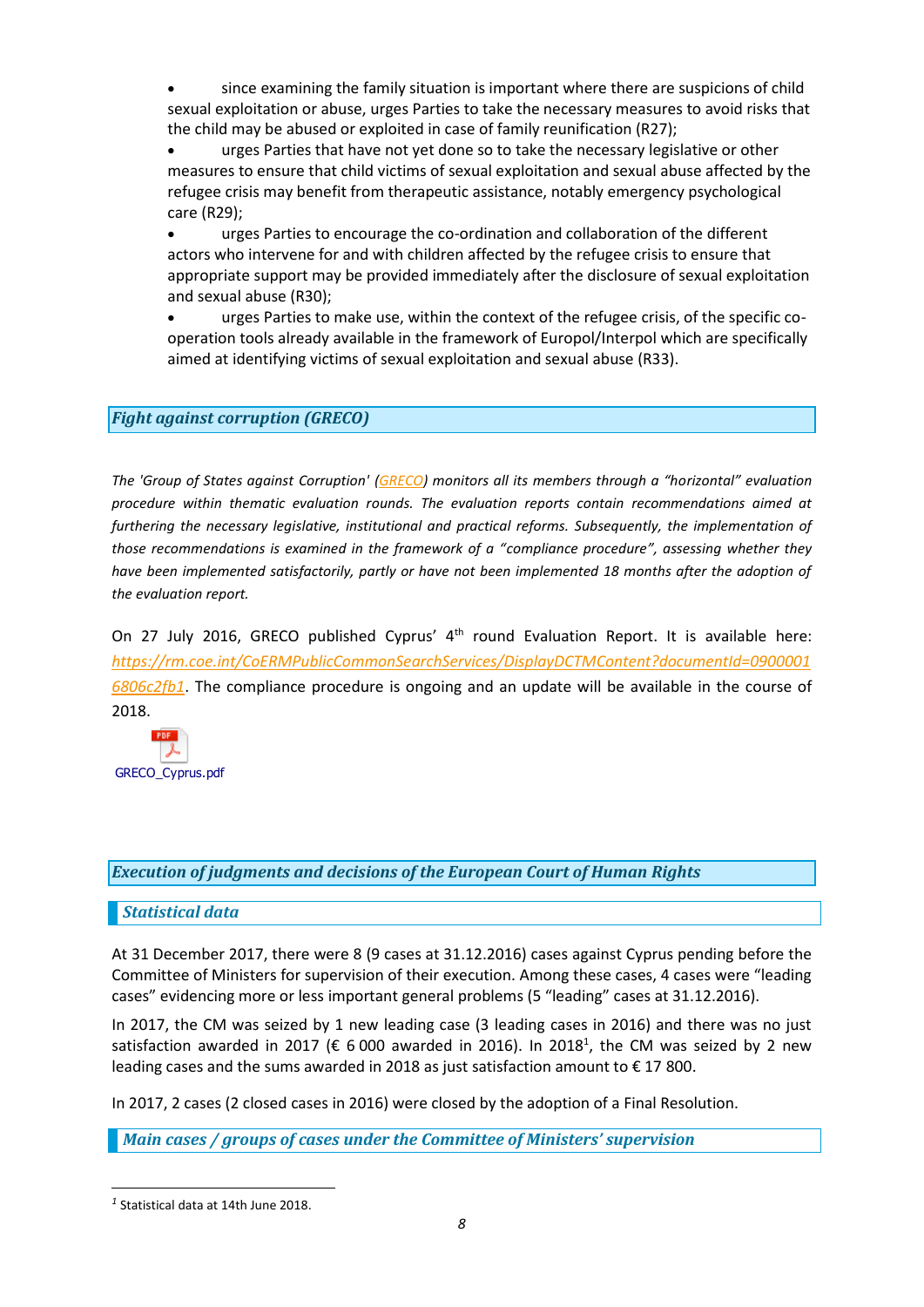- since examining the family situation is important where there are suspicions of child sexual exploitation or abuse, urges Parties to take the necessary measures to avoid risks that the child may be abused or exploited in case of family reunification (R27);
- urges Parties that have not yet done so to take the necessary legislative or other measures to ensure that child victims of sexual exploitation and sexual abuse affected by the refugee crisis may benefit from therapeutic assistance, notably emergency psychological care (R29);
- urges Parties to encourage the co-ordination and collaboration of the different actors who intervene for and with children affected by the refugee crisis to ensure that appropriate support may be provided immediately after the disclosure of sexual exploitation and sexual abuse (R30);
- urges Parties to make use, within the context of the refugee crisis, of the specific co-operation tools already available in the framework of Europol/Interpol which are specifically aimed at identifying victims of sexual exploitation and sexual abuse (R33).

## *Fight against corruption (GRECO)*

*The 'Group of States against Corruption' (GRECO) monitors all its members through a "horizontal" evaluation procedure within thematic evaluation rounds. The evaluation reports contain recommendations aimed at furthering the necessary legislative, institutional and practical reforms. Subsequently, the implementation of those recommendations is examined in the framework of a "compliance procedure", assessing whether they have been implemented satisfactorily, partly or have not been implemented 18 months after the adoption of the evaluation report.*

On 27 July 2016, GRECO published Cyprus' 4th round Evaluation Report. It is available here: https://rm.coe.int/CoERMPublicCommonSearchServices/DisplayDCTMContent?documentId=09000016806c2fb1. The compliance procedure is ongoing and an update will be available in the course of 2018.

GRECO_Cyprus.pdf

## *Execution of judgments and decisions of the European Court of Human Rights*

### *Statistical data*

At 31 December 2017, there were 8 (9 cases at 31.12.2016) cases against Cyprus pending before the Committee of Ministers for supervision of their execution. Among these cases, 4 cases were "leading cases" evidencing more or less important general problems (5 "leading" cases at 31.12.2016).

In 2017, the CM was seized by 1 new leading case (3 leading cases in 2016) and there was no just satisfaction awarded in 2017 (€ 6 000 awarded in 2016). In 2018[1], the CM was seized by 2 new leading cases and the sums awarded in 2018 as just satisfaction amount to € 17 800.

In 2017, 2 cases (2 closed cases in 2016) were closed by the adoption of a Final Resolution.

### *Main cases / groups of cases under the Committee of Ministers' supervision*

[1] Statistical data at 14th June 2018.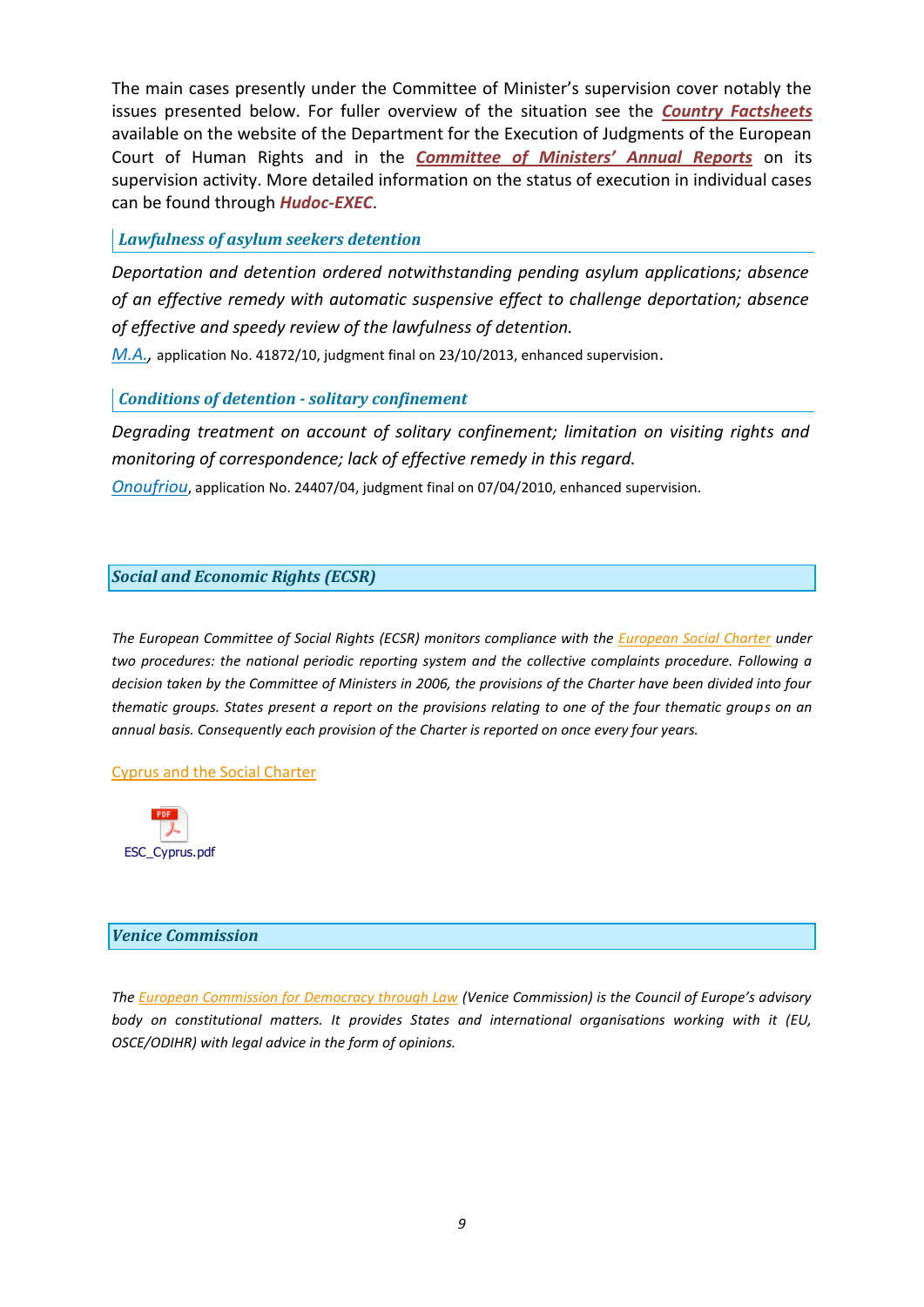The main cases presently under the Committee of Minister's supervision cover notably the issues presented below. For fuller overview of the situation see the ***Country Factsheets*** available on the website of the Department for the Execution of Judgments of the European Court of Human Rights and in the ***Committee of Ministers' Annual Reports*** on its supervision activity. More detailed information on the status of execution in individual cases can be found through ***Hudoc-EXEC***.

### *Lawfulness of asylum seekers detention*

*Deportation and detention ordered notwithstanding pending asylum applications; absence of an effective remedy with automatic suspensive effect to challenge deportation; absence of effective and speedy review of the lawfulness of detention.*

*M.A.*, application No. 41872/10, judgment final on 23/10/2013, enhanced supervision.

### *Conditions of detention - solitary confinement*

*Degrading treatment on account of solitary confinement; limitation on visiting rights and monitoring of correspondence; lack of effective remedy in this regard.*

*Onoufriou*, application No. 24407/04, judgment final on 07/04/2010, enhanced supervision.

## *Social and Economic Rights (ECSR)*

*The European Committee of Social Rights (ECSR) monitors compliance with the European Social Charter under two procedures: the national periodic reporting system and the collective complaints procedure. Following a decision taken by the Committee of Ministers in 2006, the provisions of the Charter have been divided into four thematic groups. States present a report on the provisions relating to one of the four thematic groups on an annual basis. Consequently each provision of the Charter is reported on once every four years.*

Cyprus and the Social Charter

ESC_Cyprus.pdf

## *Venice Commission*

*The European Commission for Democracy through Law (Venice Commission) is the Council of Europe's advisory body on constitutional matters. It provides States and international organisations working with it (EU, OSCE/ODIHR) with legal advice in the form of opinions.*